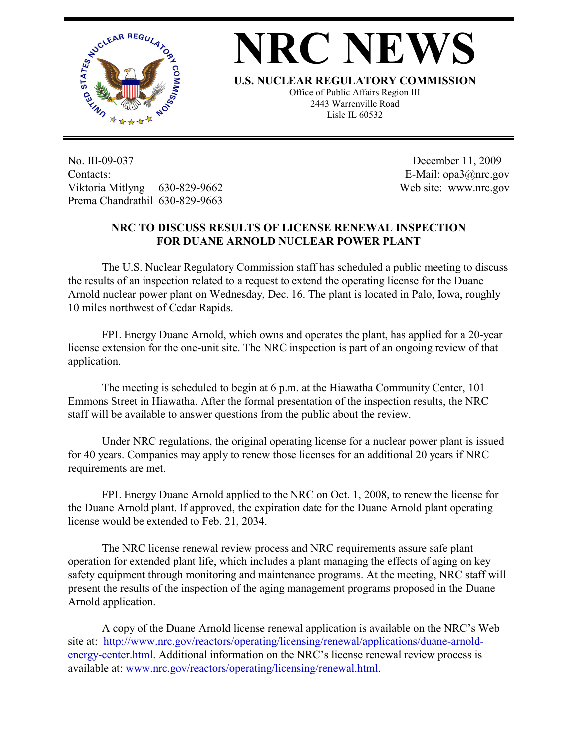# NRC NEWS

**U.S. NUCLEAR REGULATORY COMMISSION**

Office of Public Affairs Region III
2443 Warrenville Road
Lisle IL 60532

No. III-09-037
Contacts:
Viktoria Mitlyng 630-829-9662
Prema Chandrathil 630-829-9663

December 11, 2009
E-Mail: opa3@nrc.gov
Web site: www.nrc.gov

## NRC TO DISCUSS RESULTS OF LICENSE RENEWAL INSPECTION FOR DUANE ARNOLD NUCLEAR POWER PLANT

The U.S. Nuclear Regulatory Commission staff has scheduled a public meeting to discuss the results of an inspection related to a request to extend the operating license for the Duane Arnold nuclear power plant on Wednesday, Dec. 16. The plant is located in Palo, Iowa, roughly 10 miles northwest of Cedar Rapids.

FPL Energy Duane Arnold, which owns and operates the plant, has applied for a 20-year license extension for the one-unit site. The NRC inspection is part of an ongoing review of that application.

The meeting is scheduled to begin at 6 p.m. at the Hiawatha Community Center, 101 Emmons Street in Hiawatha. After the formal presentation of the inspection results, the NRC staff will be available to answer questions from the public about the review.

Under NRC regulations, the original operating license for a nuclear power plant is issued for 40 years. Companies may apply to renew those licenses for an additional 20 years if NRC requirements are met.

FPL Energy Duane Arnold applied to the NRC on Oct. 1, 2008, to renew the license for the Duane Arnold plant. If approved, the expiration date for the Duane Arnold plant operating license would be extended to Feb. 21, 2034.

The NRC license renewal review process and NRC requirements assure safe plant operation for extended plant life, which includes a plant managing the effects of aging on key safety equipment through monitoring and maintenance programs. At the meeting, NRC staff will present the results of the inspection of the aging management programs proposed in the Duane Arnold application.

A copy of the Duane Arnold license renewal application is available on the NRC's Web site at: http://www.nrc.gov/reactors/operating/licensing/renewal/applications/duane-arnold-energy-center.html. Additional information on the NRC's license renewal review process is available at: www.nrc.gov/reactors/operating/licensing/renewal.html.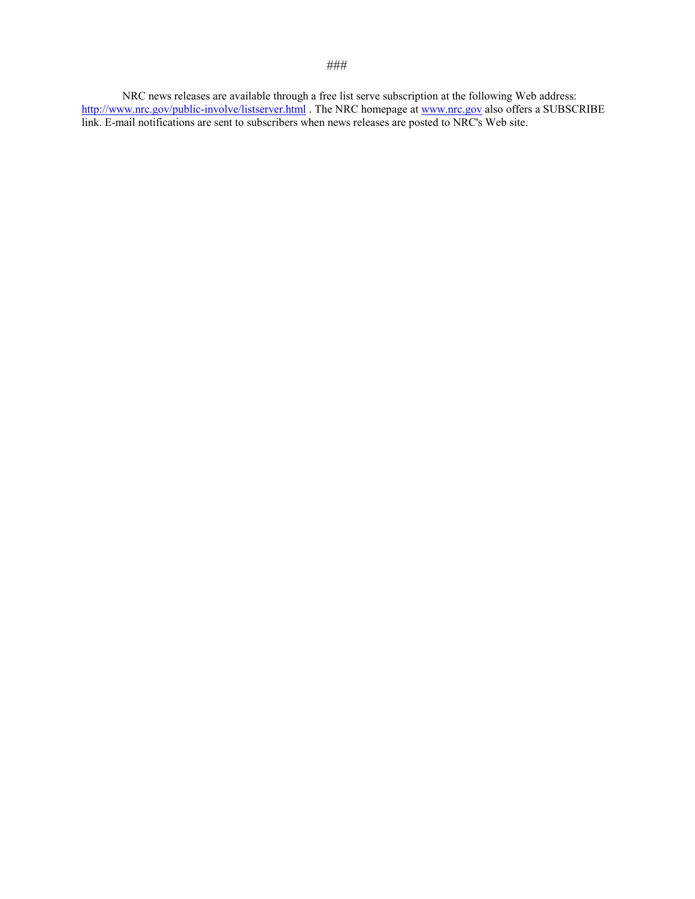###

NRC news releases are available through a free list serve subscription at the following Web address: http://www.nrc.gov/public-involve/listserver.html . The NRC homepage at www.nrc.gov also offers a SUBSCRIBE link. E-mail notifications are sent to subscribers when news releases are posted to NRC's Web site.